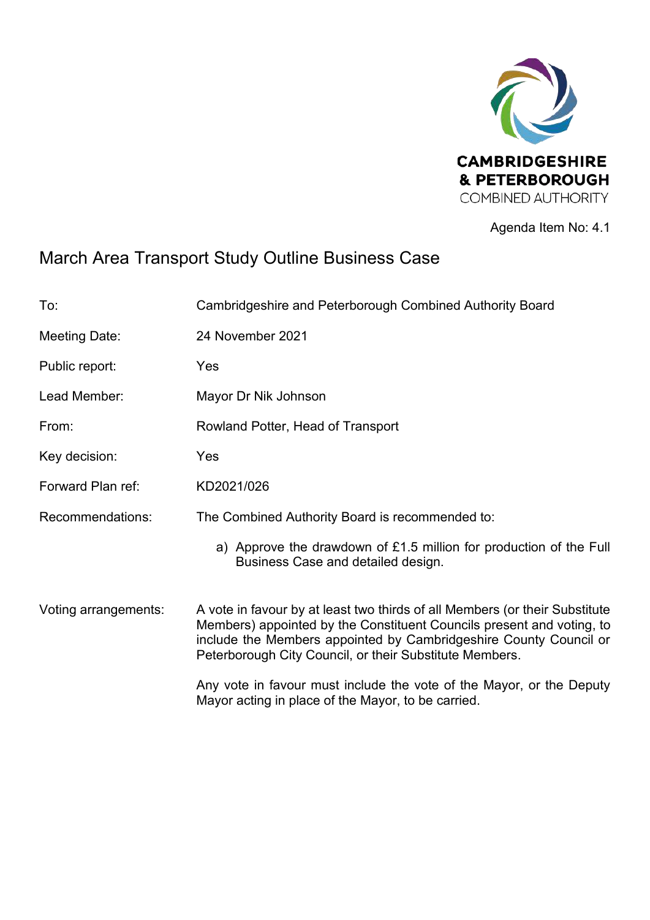CAMBRIDGESHIRE & PETERBOROUGH COMBINED AUTHORITY

Agenda Item No: 4.1

# March Area Transport Study Outline Business Case

| | |
|---|---|
| To: | Cambridgeshire and Peterborough Combined Authority Board |
| Meeting Date: | 24 November 2021 |
| Public report: | Yes |
| Lead Member: | Mayor Dr Nik Johnson |
| From: | Rowland Potter, Head of Transport |
| Key decision: | Yes |
| Forward Plan ref: | KD2021/026 |
| Recommendations: | The Combined Authority Board is recommended to: a) Approve the drawdown of £1.5 million for production of the Full Business Case and detailed design. |
| Voting arrangements: | A vote in favour by at least two thirds of all Members (or their Substitute Members) appointed by the Constituent Councils present and voting, to include the Members appointed by Cambridgeshire County Council or Peterborough City Council, or their Substitute Members. Any vote in favour must include the vote of the Mayor, or the Deputy Mayor acting in place of the Mayor, to be carried. |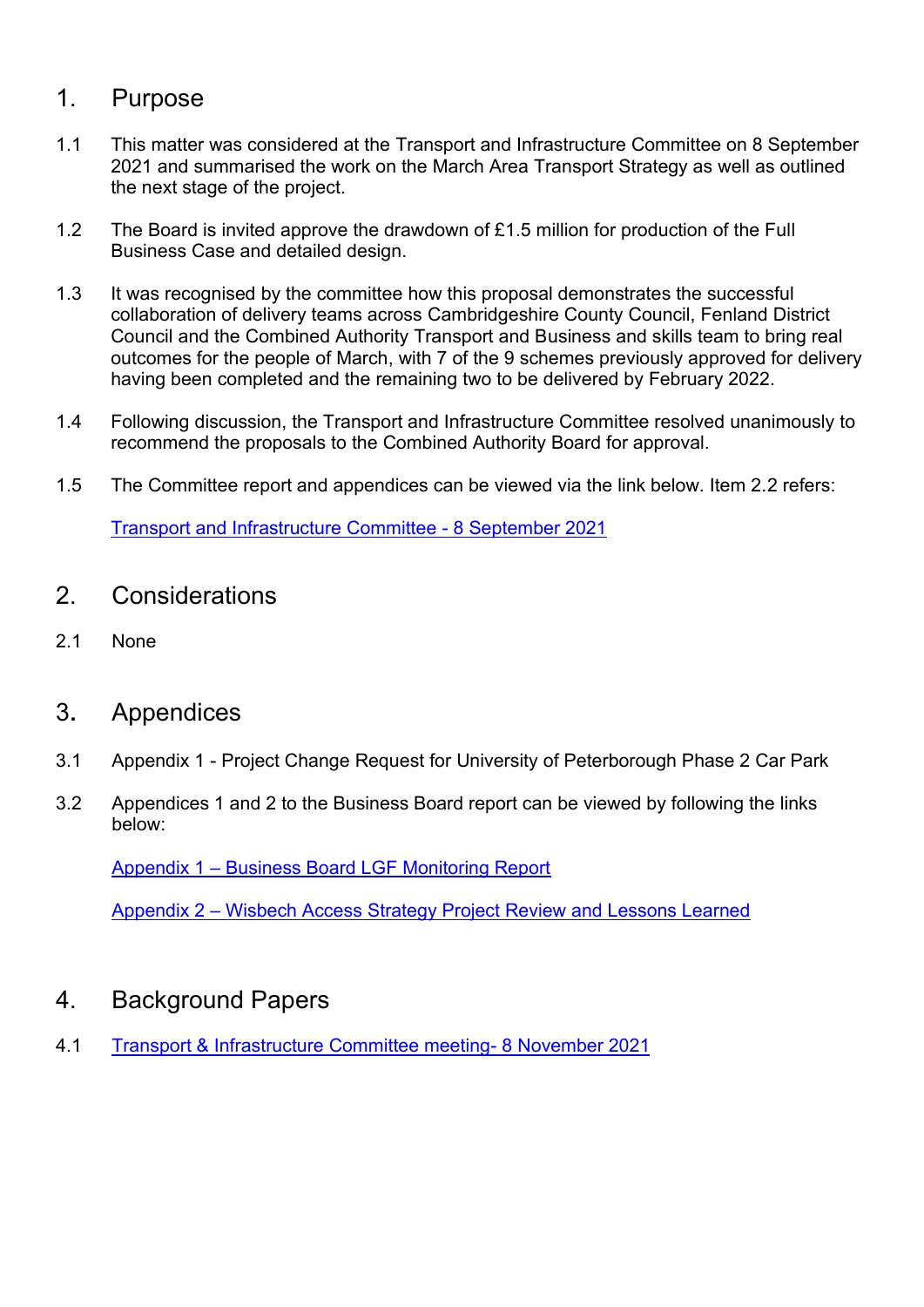## 1. Purpose

1.1 This matter was considered at the Transport and Infrastructure Committee on 8 September 2021 and summarised the work on the March Area Transport Strategy as well as outlined the next stage of the project.

1.2 The Board is invited approve the drawdown of £1.5 million for production of the Full Business Case and detailed design.

1.3 It was recognised by the committee how this proposal demonstrates the successful collaboration of delivery teams across Cambridgeshire County Council, Fenland District Council and the Combined Authority Transport and Business and skills team to bring real outcomes for the people of March, with 7 of the 9 schemes previously approved for delivery having been completed and the remaining two to be delivered by February 2022.

1.4 Following discussion, the Transport and Infrastructure Committee resolved unanimously to recommend the proposals to the Combined Authority Board for approval.

1.5 The Committee report and appendices can be viewed via the link below. Item 2.2 refers:

Transport and Infrastructure Committee - 8 September 2021

## 2. Considerations

2.1 None

## 3. Appendices

3.1 Appendix 1 - Project Change Request for University of Peterborough Phase 2 Car Park

3.2 Appendices 1 and 2 to the Business Board report can be viewed by following the links below:

Appendix 1 – Business Board LGF Monitoring Report

Appendix 2 – Wisbech Access Strategy Project Review and Lessons Learned

## 4. Background Papers

4.1 Transport & Infrastructure Committee meeting- 8 November 2021